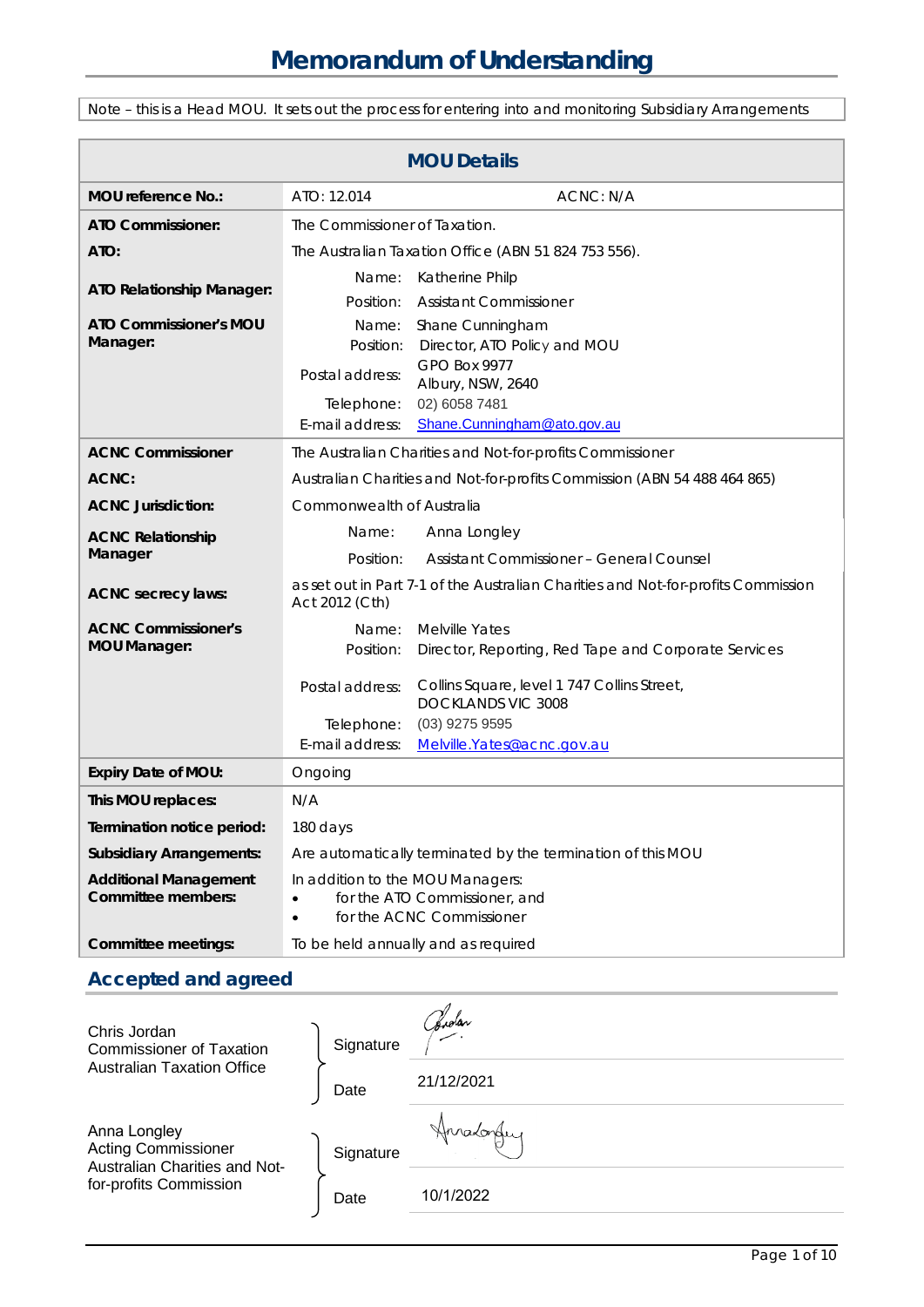# Memorandum of Understanding

Note – this is a Head MOU. It sets out the process for entering into and monitoring Subsidiary Arrangements

| MOU Details | |
|---|---|
| **MOU reference No.:** | ATO: 12.014 ACNC: N/A |
| **ATO Commissioner:** | The Commissioner of Taxation. |
| **ATO:** | The Australian Taxation Office (ABN 51 824 753 556). |
| **ATO Relationship Manager:** | Name: Katherine Philp<br>Position: Assistant Commissioner |
| **ATO Commissioner's MOU Manager:** | Name: Shane Cunningham<br>Position: Director, ATO Policy and MOU<br>Postal address: GPO Box 9977 Albury, NSW, 2640<br>Telephone: 02) 6058 7481<br>E-mail address: Shane.Cunningham@ato.gov.au |
| **ACNC Commissioner** | The Australian Charities and Not-for-profits Commissioner |
| **ACNC:** | Australian Charities and Not-for-profits Commission (ABN 54 488 464 865) |
| **ACNC Jurisdiction:** | Commonwealth of Australia |
| **ACNC Relationship Manager** | Name: Anna Longley<br>Position: Assistant Commissioner – General Counsel |
| **ACNC secrecy laws:** | as set out in Part 7-1 of the Australian Charities and Not-for-profits Commission Act 2012 (Cth) |
| **ACNC Commissioner's MOU Manager:** | Name: Melville Yates<br>Position: Director, Reporting, Red Tape and Corporate Services<br>Postal address: Collins Square, level 1 747 Collins Street, DOCKLANDS VIC 3008<br>Telephone: (03) 9275 9595<br>E-mail address: Melville.Yates@acnc.gov.au |
| **Expiry Date of MOU:** | Ongoing |
| **This MOU replaces:** | N/A |
| **Termination notice period:** | 180 days |
| **Subsidiary Arrangements:** | Are automatically terminated by the termination of this MOU |
| **Additional Management Committee members:** | In addition to the MOU Managers:<br>• for the ATO Commissioner, and<br>• for the ACNC Commissioner |
| **Committee meetings:** | To be held annually and as required |

## Accepted and agreed

| | | |
|---|---|---|
| Chris Jordan<br>Commissioner of Taxation<br>Australian Taxation Office | Signature | [signature] |
| | Date | 21/12/2021 |
| Anna Longley<br>Acting Commissioner<br>Australian Charities and Not-for-profits Commission | Signature | [signature] |
| | Date | 10/1/2022 |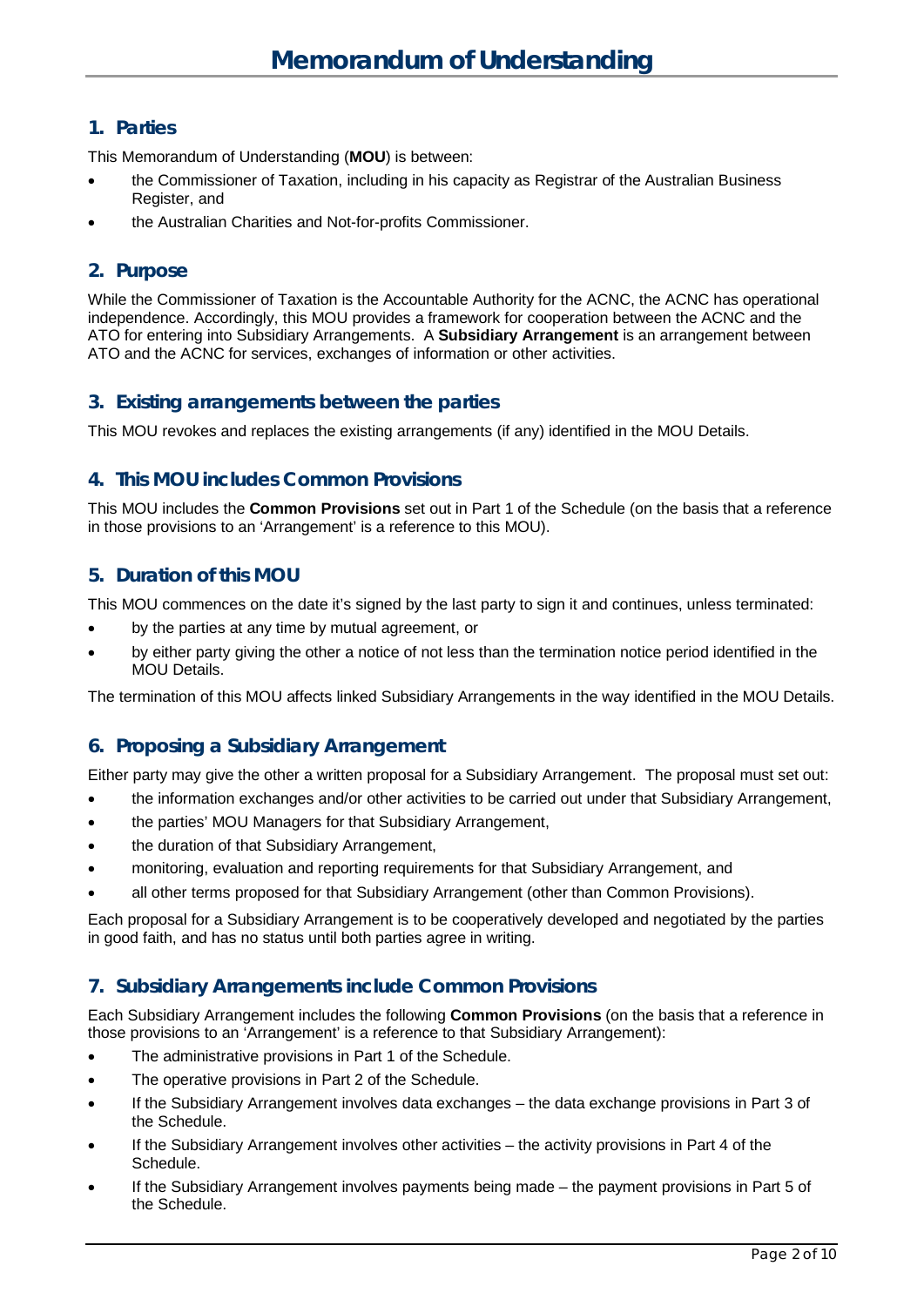# Memorandum of Understanding

## 1. Parties

This Memorandum of Understanding (**MOU**) is between:

- the Commissioner of Taxation, including in his capacity as Registrar of the Australian Business Register, and
- the Australian Charities and Not-for-profits Commissioner.

## 2. Purpose

While the Commissioner of Taxation is the Accountable Authority for the ACNC, the ACNC has operational independence. Accordingly, this MOU provides a framework for cooperation between the ACNC and the ATO for entering into Subsidiary Arrangements. A **Subsidiary Arrangement** is an arrangement between ATO and the ACNC for services, exchanges of information or other activities.

## 3. Existing arrangements between the parties

This MOU revokes and replaces the existing arrangements (if any) identified in the MOU Details.

## 4. This MOU includes Common Provisions

This MOU includes the **Common Provisions** set out in Part 1 of the Schedule (on the basis that a reference in those provisions to an 'Arrangement' is a reference to this MOU).

## 5. Duration of this MOU

This MOU commences on the date it's signed by the last party to sign it and continues, unless terminated:

- by the parties at any time by mutual agreement, or
- by either party giving the other a notice of not less than the termination notice period identified in the MOU Details.

The termination of this MOU affects linked Subsidiary Arrangements in the way identified in the MOU Details.

## 6. Proposing a Subsidiary Arrangement

Either party may give the other a written proposal for a Subsidiary Arrangement. The proposal must set out:

- the information exchanges and/or other activities to be carried out under that Subsidiary Arrangement,
- the parties' MOU Managers for that Subsidiary Arrangement,
- the duration of that Subsidiary Arrangement,
- monitoring, evaluation and reporting requirements for that Subsidiary Arrangement, and
- all other terms proposed for that Subsidiary Arrangement (other than Common Provisions).

Each proposal for a Subsidiary Arrangement is to be cooperatively developed and negotiated by the parties in good faith, and has no status until both parties agree in writing.

## 7. Subsidiary Arrangements include Common Provisions

Each Subsidiary Arrangement includes the following **Common Provisions** (on the basis that a reference in those provisions to an 'Arrangement' is a reference to that Subsidiary Arrangement):

- The administrative provisions in Part 1 of the Schedule.
- The operative provisions in Part 2 of the Schedule.
- If the Subsidiary Arrangement involves data exchanges – the data exchange provisions in Part 3 of the Schedule.
- If the Subsidiary Arrangement involves other activities – the activity provisions in Part 4 of the Schedule.
- If the Subsidiary Arrangement involves payments being made – the payment provisions in Part 5 of the Schedule.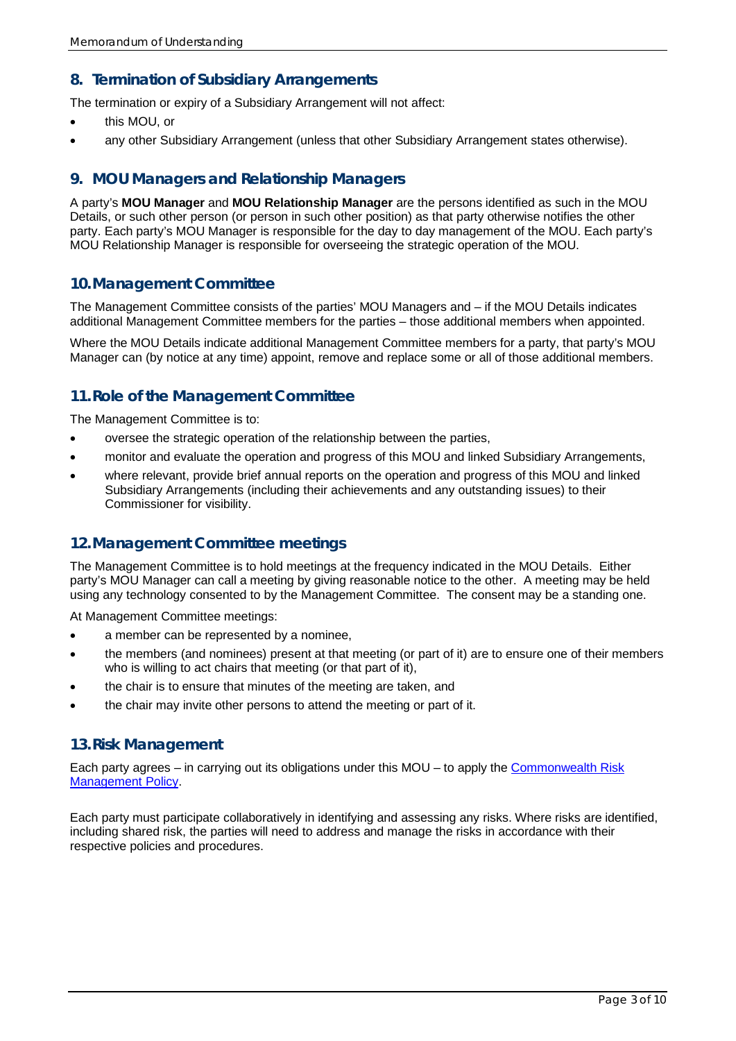## 8. Termination of Subsidiary Arrangements

The termination or expiry of a Subsidiary Arrangement will not affect:

- this MOU, or
- any other Subsidiary Arrangement (unless that other Subsidiary Arrangement states otherwise).

## 9. MOU Managers and Relationship Managers

A party's **MOU Manager** and **MOU Relationship Manager** are the persons identified as such in the MOU Details, or such other person (or person in such other position) as that party otherwise notifies the other party. Each party's MOU Manager is responsible for the day to day management of the MOU. Each party's MOU Relationship Manager is responsible for overseeing the strategic operation of the MOU.

## 10. Management Committee

The Management Committee consists of the parties' MOU Managers and – if the MOU Details indicates additional Management Committee members for the parties – those additional members when appointed.

Where the MOU Details indicate additional Management Committee members for a party, that party's MOU Manager can (by notice at any time) appoint, remove and replace some or all of those additional members.

## 11. Role of the Management Committee

The Management Committee is to:

- oversee the strategic operation of the relationship between the parties,
- monitor and evaluate the operation and progress of this MOU and linked Subsidiary Arrangements,
- where relevant, provide brief annual reports on the operation and progress of this MOU and linked Subsidiary Arrangements (including their achievements and any outstanding issues) to their Commissioner for visibility.

## 12. Management Committee meetings

The Management Committee is to hold meetings at the frequency indicated in the MOU Details. Either party's MOU Manager can call a meeting by giving reasonable notice to the other. A meeting may be held using any technology consented to by the Management Committee. The consent may be a standing one.

At Management Committee meetings:

- a member can be represented by a nominee,
- the members (and nominees) present at that meeting (or part of it) are to ensure one of their members who is willing to act chairs that meeting (or that part of it),
- the chair is to ensure that minutes of the meeting are taken, and
- the chair may invite other persons to attend the meeting or part of it.

## 13. Risk Management

Each party agrees – in carrying out its obligations under this MOU – to apply the Commonwealth Risk Management Policy.

Each party must participate collaboratively in identifying and assessing any risks. Where risks are identified, including shared risk, the parties will need to address and manage the risks in accordance with their respective policies and procedures.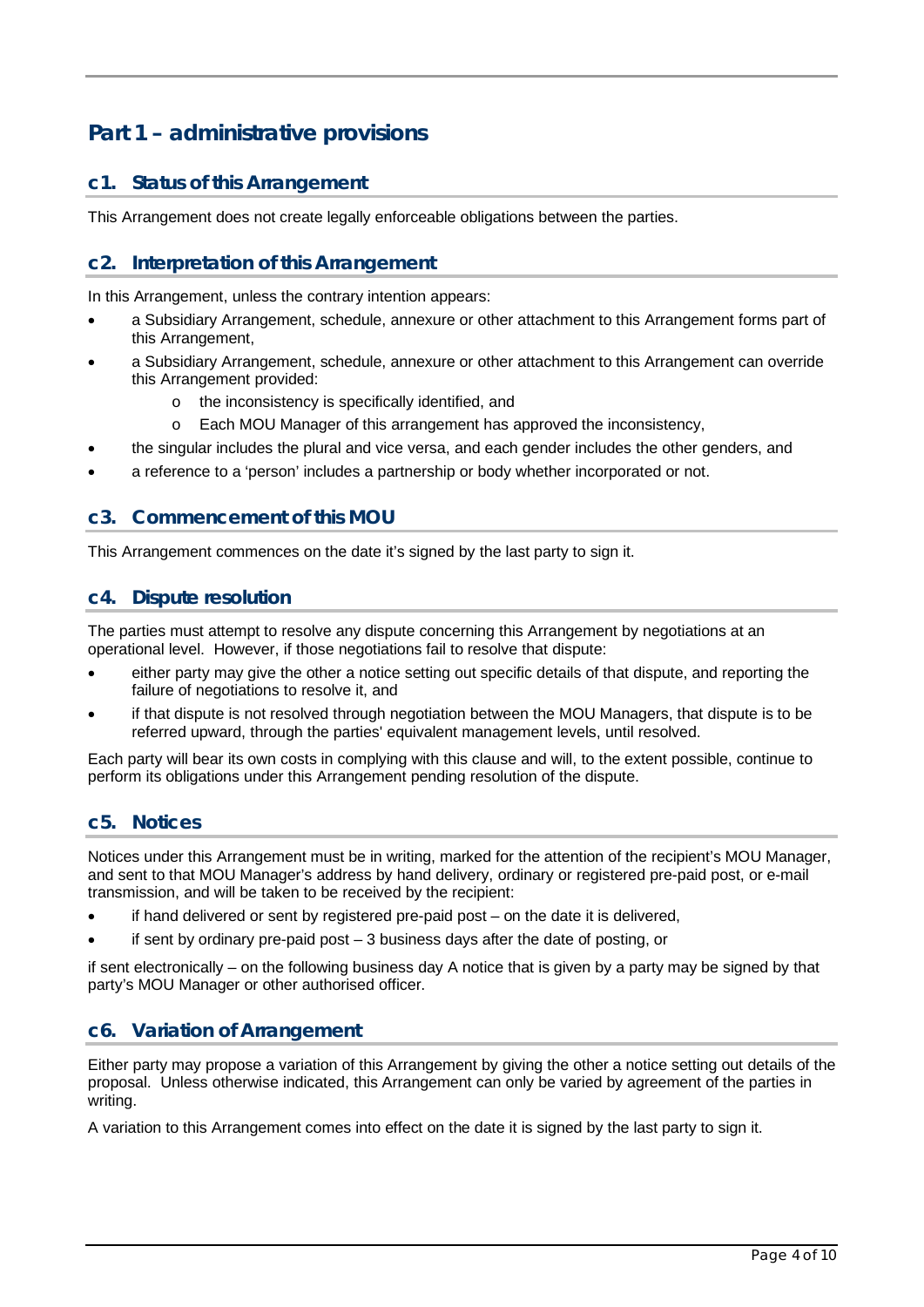# Part 1 – administrative provisions

## c1. Status of this Arrangement

This Arrangement does not create legally enforceable obligations between the parties.

## c2. Interpretation of this Arrangement

In this Arrangement, unless the contrary intention appears:

- a Subsidiary Arrangement, schedule, annexure or other attachment to this Arrangement forms part of this Arrangement,
- a Subsidiary Arrangement, schedule, annexure or other attachment to this Arrangement can override this Arrangement provided:
  - the inconsistency is specifically identified, and
  - Each MOU Manager of this arrangement has approved the inconsistency,
- the singular includes the plural and vice versa, and each gender includes the other genders, and
- a reference to a 'person' includes a partnership or body whether incorporated or not.

## c3. Commencement of this MOU

This Arrangement commences on the date it's signed by the last party to sign it.

## c4. Dispute resolution

The parties must attempt to resolve any dispute concerning this Arrangement by negotiations at an operational level. However, if those negotiations fail to resolve that dispute:

- either party may give the other a notice setting out specific details of that dispute, and reporting the failure of negotiations to resolve it, and
- if that dispute is not resolved through negotiation between the MOU Managers, that dispute is to be referred upward, through the parties' equivalent management levels, until resolved.

Each party will bear its own costs in complying with this clause and will, to the extent possible, continue to perform its obligations under this Arrangement pending resolution of the dispute.

## c5. Notices

Notices under this Arrangement must be in writing, marked for the attention of the recipient's MOU Manager, and sent to that MOU Manager's address by hand delivery, ordinary or registered pre-paid post, or e-mail transmission, and will be taken to be received by the recipient:

- if hand delivered or sent by registered pre-paid post – on the date it is delivered,
- if sent by ordinary pre-paid post – 3 business days after the date of posting, or

if sent electronically – on the following business day A notice that is given by a party may be signed by that party's MOU Manager or other authorised officer.

## c6. Variation of Arrangement

Either party may propose a variation of this Arrangement by giving the other a notice setting out details of the proposal. Unless otherwise indicated, this Arrangement can only be varied by agreement of the parties in writing.

A variation to this Arrangement comes into effect on the date it is signed by the last party to sign it.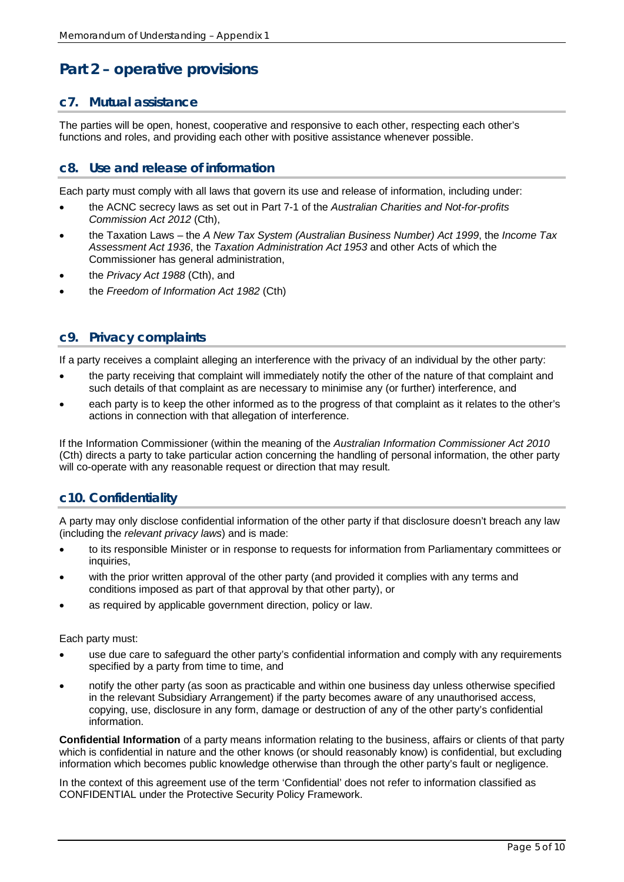# Part 2 – operative provisions

## c7. Mutual assistance

The parties will be open, honest, cooperative and responsive to each other, respecting each other's functions and roles, and providing each other with positive assistance whenever possible.

## c8. Use and release of information

Each party must comply with all laws that govern its use and release of information, including under:

- the ACNC secrecy laws as set out in Part 7-1 of the *Australian Charities and Not-for-profits Commission Act 2012* (Cth),
- the Taxation Laws – the *A New Tax System (Australian Business Number) Act 1999*, the *Income Tax Assessment Act 1936*, the *Taxation Administration Act 1953* and other Acts of which the Commissioner has general administration,
- the *Privacy Act 1988* (Cth), and
- the *Freedom of Information Act 1982* (Cth)

## c9. Privacy complaints

If a party receives a complaint alleging an interference with the privacy of an individual by the other party:

- the party receiving that complaint will immediately notify the other of the nature of that complaint and such details of that complaint as are necessary to minimise any (or further) interference, and
- each party is to keep the other informed as to the progress of that complaint as it relates to the other's actions in connection with that allegation of interference.

If the Information Commissioner (within the meaning of the *Australian Information Commissioner Act 2010* (Cth) directs a party to take particular action concerning the handling of personal information, the other party will co-operate with any reasonable request or direction that may result.

## c10. Confidentiality

A party may only disclose confidential information of the other party if that disclosure doesn't breach any law (including the *relevant privacy laws*) and is made:

- to its responsible Minister or in response to requests for information from Parliamentary committees or inquiries,
- with the prior written approval of the other party (and provided it complies with any terms and conditions imposed as part of that approval by that other party), or
- as required by applicable government direction, policy or law.

Each party must:

- use due care to safeguard the other party's confidential information and comply with any requirements specified by a party from time to time, and
- notify the other party (as soon as practicable and within one business day unless otherwise specified in the relevant Subsidiary Arrangement) if the party becomes aware of any unauthorised access, copying, use, disclosure in any form, damage or destruction of any of the other party's confidential information.

**Confidential Information** of a party means information relating to the business, affairs or clients of that party which is confidential in nature and the other knows (or should reasonably know) is confidential, but excluding information which becomes public knowledge otherwise than through the other party's fault or negligence.

In the context of this agreement use of the term 'Confidential' does not refer to information classified as CONFIDENTIAL under the Protective Security Policy Framework.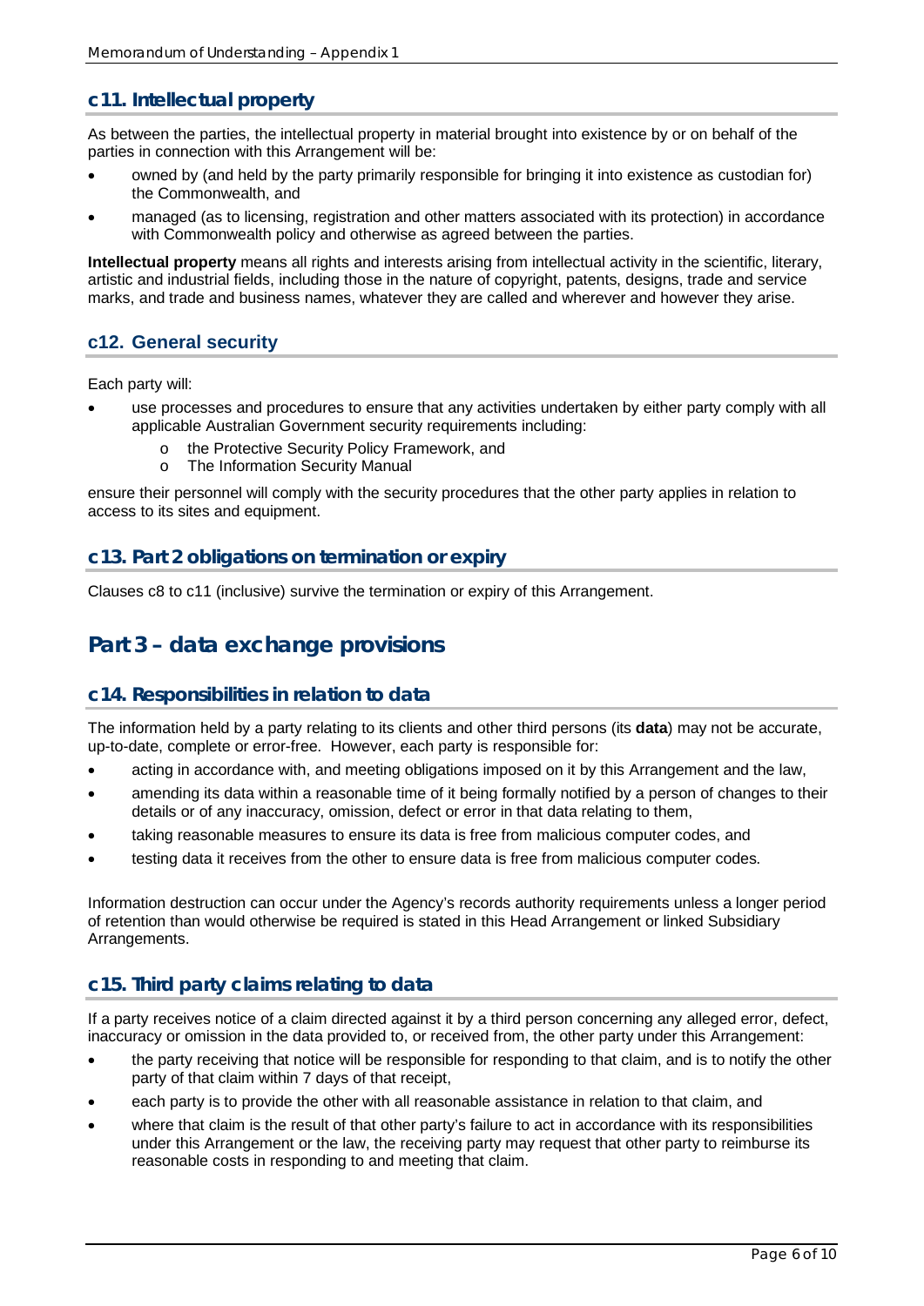### c11. Intellectual property

As between the parties, the intellectual property in material brought into existence by or on behalf of the parties in connection with this Arrangement will be:

- owned by (and held by the party primarily responsible for bringing it into existence as custodian for) the Commonwealth, and
- managed (as to licensing, registration and other matters associated with its protection) in accordance with Commonwealth policy and otherwise as agreed between the parties.

**Intellectual property** means all rights and interests arising from intellectual activity in the scientific, literary, artistic and industrial fields, including those in the nature of copyright, patents, designs, trade and service marks, and trade and business names, whatever they are called and wherever and however they arise.

### c12. General security

Each party will:

- use processes and procedures to ensure that any activities undertaken by either party comply with all applicable Australian Government security requirements including:
  - the Protective Security Policy Framework, and
  - The Information Security Manual

ensure their personnel will comply with the security procedures that the other party applies in relation to access to its sites and equipment.

### c13. Part 2 obligations on termination or expiry

Clauses c8 to c11 (inclusive) survive the termination or expiry of this Arrangement.

## Part 3 – data exchange provisions

### c14. Responsibilities in relation to data

The information held by a party relating to its clients and other third persons (its **data**) may not be accurate, up-to-date, complete or error-free. However, each party is responsible for:

- acting in accordance with, and meeting obligations imposed on it by this Arrangement and the law,
- amending its data within a reasonable time of it being formally notified by a person of changes to their details or of any inaccuracy, omission, defect or error in that data relating to them,
- taking reasonable measures to ensure its data is free from malicious computer codes, and
- testing data it receives from the other to ensure data is free from malicious computer codes.

Information destruction can occur under the Agency's records authority requirements unless a longer period of retention than would otherwise be required is stated in this Head Arrangement or linked Subsidiary Arrangements.

### c15. Third party claims relating to data

If a party receives notice of a claim directed against it by a third person concerning any alleged error, defect, inaccuracy or omission in the data provided to, or received from, the other party under this Arrangement:

- the party receiving that notice will be responsible for responding to that claim, and is to notify the other party of that claim within 7 days of that receipt,
- each party is to provide the other with all reasonable assistance in relation to that claim, and
- where that claim is the result of that other party's failure to act in accordance with its responsibilities under this Arrangement or the law, the receiving party may request that other party to reimburse its reasonable costs in responding to and meeting that claim.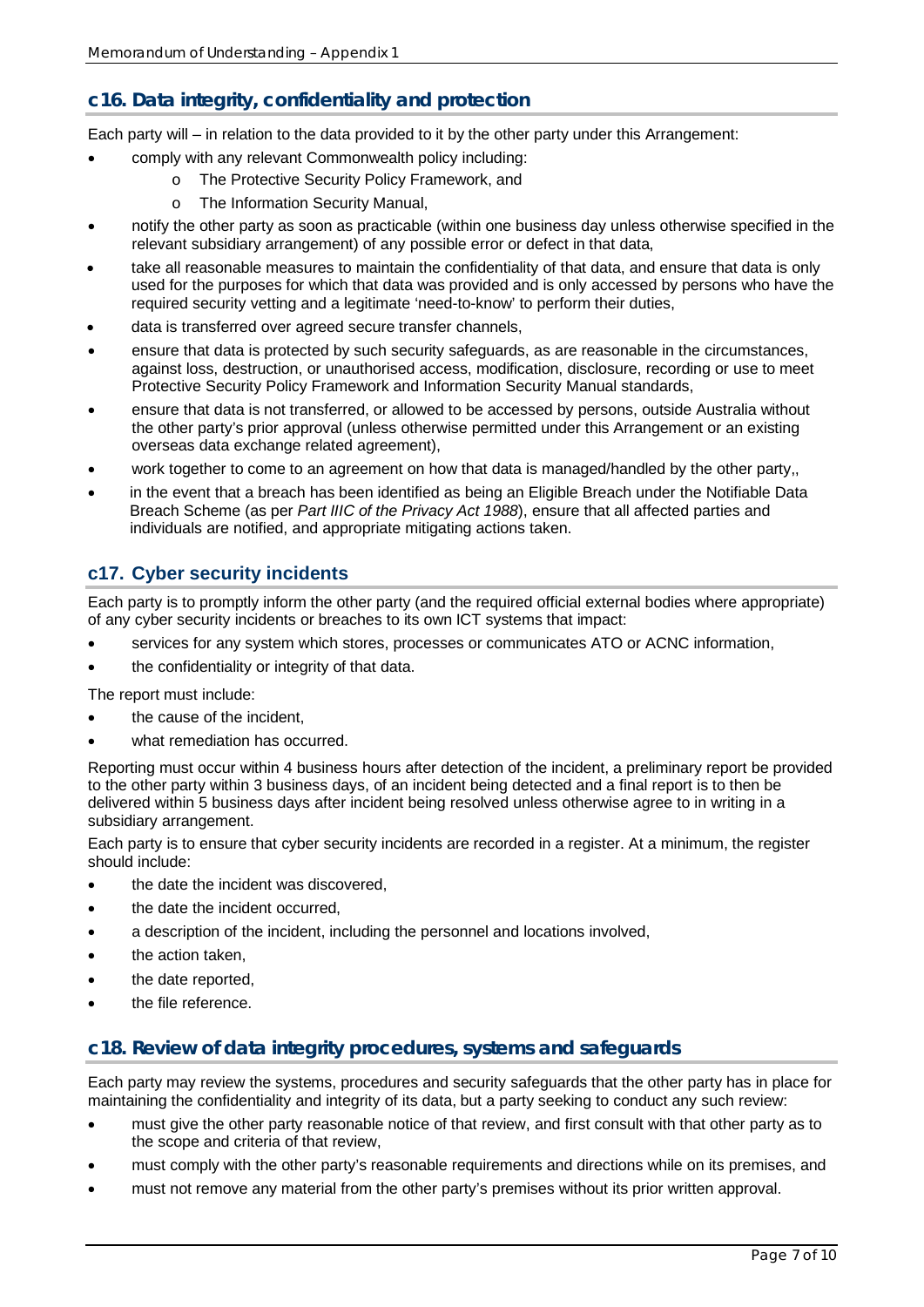## c16. Data integrity, confidentiality and protection

Each party will – in relation to the data provided to it by the other party under this Arrangement:

- comply with any relevant Commonwealth policy including:
  - The Protective Security Policy Framework, and
  - The Information Security Manual,
- notify the other party as soon as practicable (within one business day unless otherwise specified in the relevant subsidiary arrangement) of any possible error or defect in that data,
- take all reasonable measures to maintain the confidentiality of that data, and ensure that data is only used for the purposes for which that data was provided and is only accessed by persons who have the required security vetting and a legitimate 'need-to-know' to perform their duties,
- data is transferred over agreed secure transfer channels,
- ensure that data is protected by such security safeguards, as are reasonable in the circumstances, against loss, destruction, or unauthorised access, modification, disclosure, recording or use to meet Protective Security Policy Framework and Information Security Manual standards,
- ensure that data is not transferred, or allowed to be accessed by persons, outside Australia without the other party's prior approval (unless otherwise permitted under this Arrangement or an existing overseas data exchange related agreement),
- work together to come to an agreement on how that data is managed/handled by the other party,,
- in the event that a breach has been identified as being an Eligible Breach under the Notifiable Data Breach Scheme (as per *Part IIIC of the Privacy Act 1988*), ensure that all affected parties and individuals are notified, and appropriate mitigating actions taken.

## c17. Cyber security incidents

Each party is to promptly inform the other party (and the required official external bodies where appropriate) of any cyber security incidents or breaches to its own ICT systems that impact:

- services for any system which stores, processes or communicates ATO or ACNC information,
- the confidentiality or integrity of that data.

The report must include:

- the cause of the incident,
- what remediation has occurred.

Reporting must occur within 4 business hours after detection of the incident, a preliminary report be provided to the other party within 3 business days, of an incident being detected and a final report is to then be delivered within 5 business days after incident being resolved unless otherwise agree to in writing in a subsidiary arrangement.

Each party is to ensure that cyber security incidents are recorded in a register. At a minimum, the register should include:

- the date the incident was discovered,
- the date the incident occurred,
- a description of the incident, including the personnel and locations involved,
- the action taken,
- the date reported,
- the file reference.

## c18. Review of data integrity procedures, systems and safeguards

Each party may review the systems, procedures and security safeguards that the other party has in place for maintaining the confidentiality and integrity of its data, but a party seeking to conduct any such review:

- must give the other party reasonable notice of that review, and first consult with that other party as to the scope and criteria of that review,
- must comply with the other party's reasonable requirements and directions while on its premises, and
- must not remove any material from the other party's premises without its prior written approval.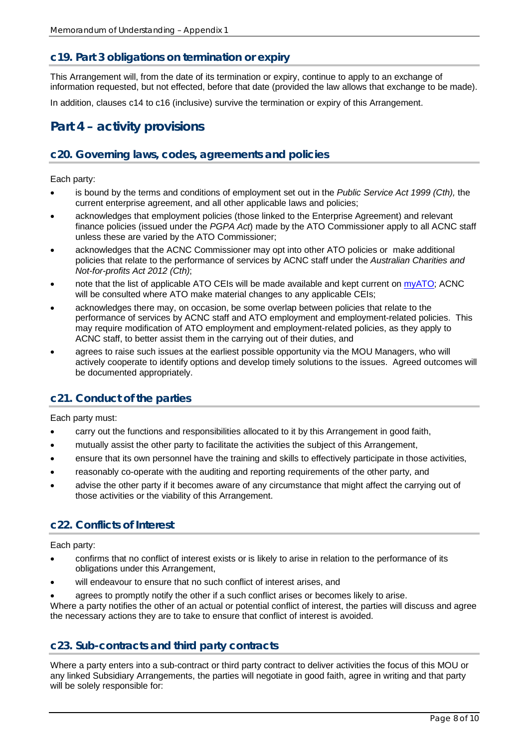### c19. Part 3 obligations on termination or expiry

This Arrangement will, from the date of its termination or expiry, continue to apply to an exchange of information requested, but not effected, before that date (provided the law allows that exchange to be made).

In addition, clauses c14 to c16 (inclusive) survive the termination or expiry of this Arrangement.

## Part 4 – activity provisions

### c20. Governing laws, codes, agreements and policies

Each party:

- is bound by the terms and conditions of employment set out in the *Public Service Act 1999 (Cth),* the current enterprise agreement, and all other applicable laws and policies;
- acknowledges that employment policies (those linked to the Enterprise Agreement) and relevant finance policies (issued under the *PGPA Act*) made by the ATO Commissioner apply to all ACNC staff unless these are varied by the ATO Commissioner;
- acknowledges that the ACNC Commissioner may opt into other ATO policies or make additional policies that relate to the performance of services by ACNC staff under the *Australian Charities and Not-for-profits Act 2012 (Cth)*;
- note that the list of applicable ATO CEIs will be made available and kept current on myATO; ACNC will be consulted where ATO make material changes to any applicable CEIs;
- acknowledges there may, on occasion, be some overlap between policies that relate to the performance of services by ACNC staff and ATO employment and employment-related policies. This may require modification of ATO employment and employment-related policies, as they apply to ACNC staff, to better assist them in the carrying out of their duties, and
- agrees to raise such issues at the earliest possible opportunity via the MOU Managers, who will actively cooperate to identify options and develop timely solutions to the issues. Agreed outcomes will be documented appropriately.

### c21. Conduct of the parties

Each party must:

- carry out the functions and responsibilities allocated to it by this Arrangement in good faith,
- mutually assist the other party to facilitate the activities the subject of this Arrangement,
- ensure that its own personnel have the training and skills to effectively participate in those activities,
- reasonably co-operate with the auditing and reporting requirements of the other party, and
- advise the other party if it becomes aware of any circumstance that might affect the carrying out of those activities or the viability of this Arrangement.

### c22. Conflicts of Interest

Each party:

- confirms that no conflict of interest exists or is likely to arise in relation to the performance of its obligations under this Arrangement,
- will endeavour to ensure that no such conflict of interest arises, and
- agrees to promptly notify the other if a such conflict arises or becomes likely to arise.

Where a party notifies the other of an actual or potential conflict of interest, the parties will discuss and agree the necessary actions they are to take to ensure that conflict of interest is avoided.

### c23. Sub-contracts and third party contracts

Where a party enters into a sub-contract or third party contract to deliver activities the focus of this MOU or any linked Subsidiary Arrangements, the parties will negotiate in good faith, agree in writing and that party will be solely responsible for: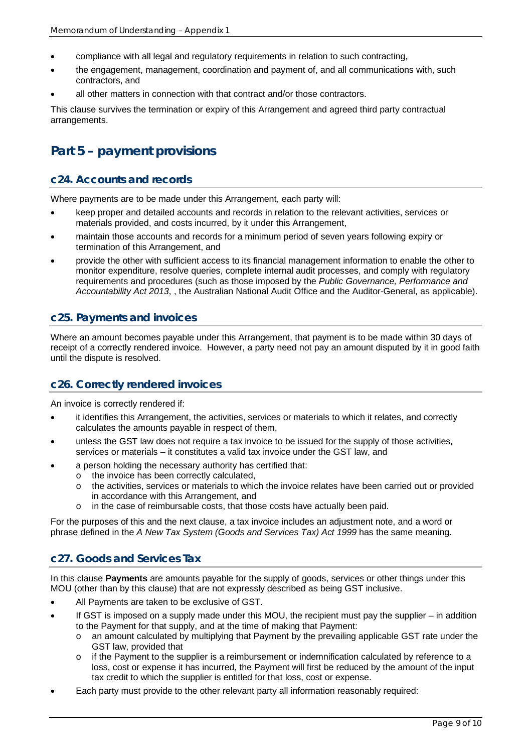- compliance with all legal and regulatory requirements in relation to such contracting,
- the engagement, management, coordination and payment of, and all communications with, such contractors, and
- all other matters in connection with that contract and/or those contractors.

This clause survives the termination or expiry of this Arrangement and agreed third party contractual arrangements.

## Part 5 – payment provisions

### c24. Accounts and records

Where payments are to be made under this Arrangement, each party will:

- keep proper and detailed accounts and records in relation to the relevant activities, services or materials provided, and costs incurred, by it under this Arrangement,
- maintain those accounts and records for a minimum period of seven years following expiry or termination of this Arrangement, and
- provide the other with sufficient access to its financial management information to enable the other to monitor expenditure, resolve queries, complete internal audit processes, and comply with regulatory requirements and procedures (such as those imposed by the *Public Governance, Performance and Accountability Act 2013*, , the Australian National Audit Office and the Auditor-General, as applicable).

### c25. Payments and invoices

Where an amount becomes payable under this Arrangement, that payment is to be made within 30 days of receipt of a correctly rendered invoice. However, a party need not pay an amount disputed by it in good faith until the dispute is resolved.

### c26. Correctly rendered invoices

An invoice is correctly rendered if:

- it identifies this Arrangement, the activities, services or materials to which it relates, and correctly calculates the amounts payable in respect of them,
- unless the GST law does not require a tax invoice to be issued for the supply of those activities, services or materials – it constitutes a valid tax invoice under the GST law, and
- a person holding the necessary authority has certified that:
  - the invoice has been correctly calculated,
  - the activities, services or materials to which the invoice relates have been carried out or provided in accordance with this Arrangement, and
  - in the case of reimbursable costs, that those costs have actually been paid.

For the purposes of this and the next clause, a tax invoice includes an adjustment note, and a word or phrase defined in the *A New Tax System (Goods and Services Tax) Act 1999* has the same meaning.

### c27. Goods and Services Tax

In this clause **Payments** are amounts payable for the supply of goods, services or other things under this MOU (other than by this clause) that are not expressly described as being GST inclusive.

- All Payments are taken to be exclusive of GST.
- If GST is imposed on a supply made under this MOU, the recipient must pay the supplier – in addition to the Payment for that supply, and at the time of making that Payment:
  - an amount calculated by multiplying that Payment by the prevailing applicable GST rate under the GST law, provided that
  - if the Payment to the supplier is a reimbursement or indemnification calculated by reference to a loss, cost or expense it has incurred, the Payment will first be reduced by the amount of the input tax credit to which the supplier is entitled for that loss, cost or expense.
- Each party must provide to the other relevant party all information reasonably required: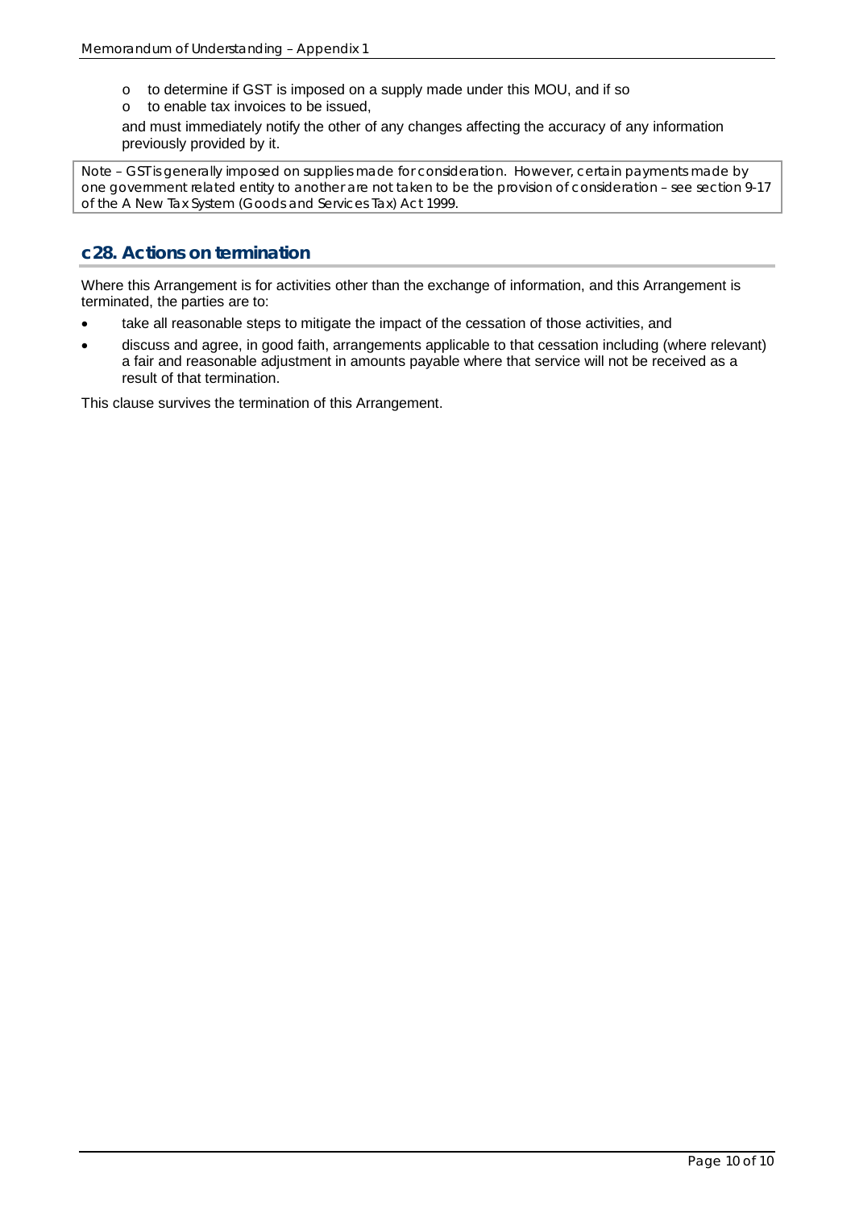- to determine if GST is imposed on a supply made under this MOU, and if so
- to enable tax invoices to be issued,

and must immediately notify the other of any changes affecting the accuracy of any information previously provided by it.

Note – GST is generally imposed on supplies made for consideration. However, certain payments made by one government related entity to another are not taken to be the provision of consideration – see section 9-17 of the A New Tax System (Goods and Services Tax) Act 1999.

## c28. Actions on termination

Where this Arrangement is for activities other than the exchange of information, and this Arrangement is terminated, the parties are to:

- take all reasonable steps to mitigate the impact of the cessation of those activities, and
- discuss and agree, in good faith, arrangements applicable to that cessation including (where relevant) a fair and reasonable adjustment in amounts payable where that service will not be received as a result of that termination.

This clause survives the termination of this Arrangement.